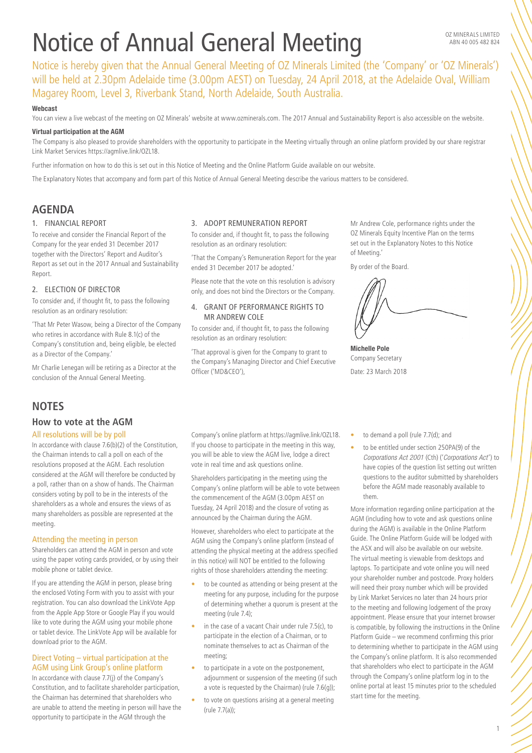# Notice of Annual General Meeting

OZ MINERALS LIMITED
ABN 40 005 482 824

Notice is hereby given that the Annual General Meeting of OZ Minerals Limited (the 'Company' or 'OZ Minerals') will be held at 2.30pm Adelaide time (3.00pm AEST) on Tuesday, 24 April 2018, at the Adelaide Oval, William Magarey Room, Level 3, Riverbank Stand, North Adelaide, South Australia.

**Webcast**

You can view a live webcast of the meeting on OZ Minerals' website at www.ozminerals.com. The 2017 Annual and Sustainability Report is also accessible on the website.

**Virtual participation at the AGM**

The Company is also pleased to provide shareholders with the opportunity to participate in the Meeting virtually through an online platform provided by our share registrar Link Market Services https://agmlive.link/OZL18.

Further information on how to do this is set out in this Notice of Meeting and the Online Platform Guide available on our website.

The Explanatory Notes that accompany and form part of this Notice of Annual General Meeting describe the various matters to be considered.

## AGENDA

### 1. FINANCIAL REPORT

To receive and consider the Financial Report of the Company for the year ended 31 December 2017 together with the Directors' Report and Auditor's Report as set out in the 2017 Annual and Sustainability Report.

### 2. ELECTION OF DIRECTOR

To consider and, if thought fit, to pass the following resolution as an ordinary resolution:

'That Mr Peter Wasow, being a Director of the Company who retires in accordance with Rule 8.1(c) of the Company's constitution and, being eligible, be elected as a Director of the Company.'

Mr Charlie Lenegan will be retiring as a Director at the conclusion of the Annual General Meeting.

### 3. ADOPT REMUNERATION REPORT

To consider and, if thought fit, to pass the following resolution as an ordinary resolution:

'That the Company's Remuneration Report for the year ended 31 December 2017 be adopted.'

Please note that the vote on this resolution is advisory only, and does not bind the Directors or the Company.

### 4. GRANT OF PERFORMANCE RIGHTS TO MR ANDREW COLE

To consider and, if thought fit, to pass the following resolution as an ordinary resolution:

'That approval is given for the Company to grant to the Company's Managing Director and Chief Executive Officer ('MD&CEO'), Mr Andrew Cole, performance rights under the OZ Minerals Equity Incentive Plan on the terms set out in the Explanatory Notes to this Notice of Meeting.'

By order of the Board.

**Michelle Pole**
Company Secretary
Date: 23 March 2018

## NOTES

### How to vote at the AGM

#### All resolutions will be by poll

In accordance with clause 7.6(b)(2) of the Constitution, the Chairman intends to call a poll on each of the resolutions proposed at the AGM. Each resolution considered at the AGM will therefore be conducted by a poll, rather than on a show of hands. The Chairman considers voting by poll to be in the interests of the shareholders as a whole and ensures the views of as many shareholders as possible are represented at the meeting.

#### Attending the meeting in person

Shareholders can attend the AGM in person and vote using the paper voting cards provided, or by using their mobile phone or tablet device.

If you are attending the AGM in person, please bring the enclosed Voting Form with you to assist with your registration. You can also download the LinkVote App from the Apple App Store or Google Play if you would like to vote during the AGM using your mobile phone or tablet device. The LinkVote App will be available for download prior to the AGM.

#### Direct Voting – virtual participation at the AGM using Link Group's online platform

In accordance with clause 7.7(j) of the Company's Constitution, and to facilitate shareholder participation, the Chairman has determined that shareholders who are unable to attend the meeting in person will have the opportunity to participate in the AGM through the Company's online platform at https://agmlive.link/OZL18. If you choose to participate in the meeting in this way, you will be able to view the AGM live, lodge a direct vote in real time and ask questions online.

Shareholders participating in the meeting using the Company's online platform will be able to vote between the commencement of the AGM (3.00pm AEST on Tuesday, 24 April 2018) and the closure of voting as announced by the Chairman during the AGM.

However, shareholders who elect to participate at the AGM using the Company's online platform (instead of attending the physical meeting at the address specified in this notice) will NOT be entitled to the following rights of those shareholders attending the meeting:

- to be counted as attending or being present at the meeting for any purpose, including for the purpose of determining whether a quorum is present at the meeting (rule 7.4);
- in the case of a vacant Chair under rule 7.5(c), to participate in the election of a Chairman, or to nominate themselves to act as Chairman of the meeting;
- to participate in a vote on the postponement, adjournment or suspension of the meeting (if such a vote is requested by the Chairman) (rule 7.6(g));
- to vote on questions arising at a general meeting (rule 7.7(a));
- to demand a poll (rule 7.7(d); and
- to be entitled under section 250PA(9) of the *Corporations Act 2001* (Cth) ('*Corporations Act*') to have copies of the question list setting out written questions to the auditor submitted by shareholders before the AGM made reasonably available to them.

More information regarding online participation at the AGM (including how to vote and ask questions online during the AGM) is available in the Online Platform Guide. The Online Platform Guide will be lodged with the ASX and will also be available on our website. The virtual meeting is viewable from desktops and laptops. To participate and vote online you will need your shareholder number and postcode. Proxy holders will need their proxy number which will be provided by Link Market Services no later than 24 hours prior to the meeting and following lodgement of the proxy appointment. Please ensure that your internet browser is compatible, by following the instructions in the Online Platform Guide – we recommend confirming this prior to determining whether to participate in the AGM using the Company's online platform. It is also recommended that shareholders who elect to participate in the AGM through the Company's online platform log in to the online portal at least 15 minutes prior to the scheduled start time for the meeting.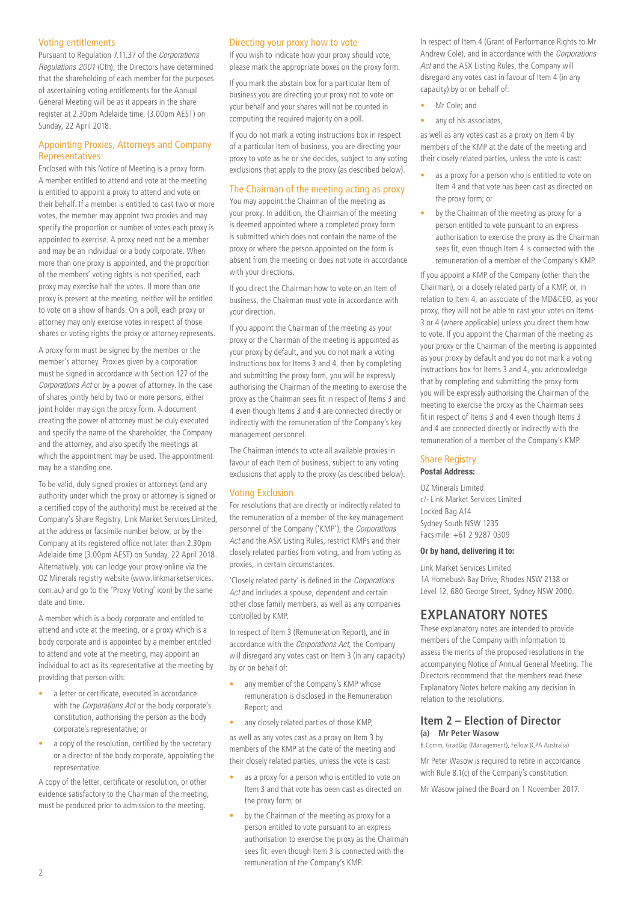### Voting entitlements

Pursuant to Regulation 7.11.37 of the *Corporations Regulations 2001* (Cth), the Directors have determined that the shareholding of each member for the purposes of ascertaining voting entitlements for the Annual General Meeting will be as it appears in the share register at 2.30pm Adelaide time, (3.00pm AEST) on Sunday, 22 April 2018.

### Appointing Proxies, Attorneys and Company Representatives

Enclosed with this Notice of Meeting is a proxy form. A member entitled to attend and vote at the meeting is entitled to appoint a proxy to attend and vote on their behalf. If a member is entitled to cast two or more votes, the member may appoint two proxies and may specify the proportion or number of votes each proxy is appointed to exercise. A proxy need not be a member and may be an individual or a body corporate. When more than one proxy is appointed, and the proportion of the members' voting rights is not specified, each proxy may exercise half the votes. If more than one proxy is present at the meeting, neither will be entitled to vote on a show of hands. On a poll, each proxy or attorney may only exercise votes in respect of those shares or voting rights the proxy or attorney represents.

A proxy form must be signed by the member or the member's attorney. Proxies given by a corporation must be signed in accordance with Section 127 of the *Corporations Act* or by a power of attorney. In the case of shares jointly held by two or more persons, either joint holder may sign the proxy form. A document creating the power of attorney must be duly executed and specify the name of the shareholder, the Company and the attorney, and also specify the meetings at which the appointment may be used. The appointment may be a standing one.

To be valid, duly signed proxies or attorneys (and any authority under which the proxy or attorney is signed or a certified copy of the authority) must be received at the Company's Share Registry, Link Market Services Limited, at the address or facsimile number below, or by the Company at its registered office not later than 2.30pm Adelaide time (3.00pm AEST) on Sunday, 22 April 2018. Alternatively, you can lodge your proxy online via the OZ Minerals registry website (www.linkmarketservices.com.au) and go to the 'Proxy Voting' icon) by the same date and time.

A member which is a body corporate and entitled to attend and vote at the meeting, or a proxy which is a body corporate and is appointed by a member entitled to attend and vote at the meeting, may appoint an individual to act as its representative at the meeting by providing that person with:

- a letter or certificate, executed in accordance with the *Corporations Act* or the body corporate's constitution, authorising the person as the body corporate's representative; or
- a copy of the resolution, certified by the secretary or a director of the body corporate, appointing the representative.

A copy of the letter, certificate or resolution, or other evidence satisfactory to the Chairman of the meeting, must be produced prior to admission to the meeting.

### Directing your proxy how to vote

If you wish to indicate how your proxy should vote, please mark the appropriate boxes on the proxy form.

If you mark the abstain box for a particular Item of business you are directing your proxy not to vote on your behalf and your shares will not be counted in computing the required majority on a poll.

If you do not mark a voting instructions box in respect of a particular Item of business, you are directing your proxy to vote as he or she decides, subject to any voting exclusions that apply to the proxy (as described below).

### The Chairman of the meeting acting as proxy

You may appoint the Chairman of the meeting as your proxy. In addition, the Chairman of the meeting is deemed appointed where a completed proxy form is submitted which does not contain the name of the proxy or where the person appointed on the form is absent from the meeting or does not vote in accordance with your directions.

If you direct the Chairman how to vote on an Item of business, the Chairman must vote in accordance with your direction.

If you appoint the Chairman of the meeting as your proxy or the Chairman of the meeting is appointed as your proxy by default, and you do not mark a voting instructions box for Items 3 and 4, then by completing and submitting the proxy form, you will be expressly authorising the Chairman of the meeting to exercise the proxy as the Chairman sees fit in respect of Items 3 and 4 even though Items 3 and 4 are connected directly or indirectly with the remuneration of the Company's key management personnel.

The Chairman intends to vote all available proxies in favour of each Item of business, subject to any voting exclusions that apply to the proxy (as described below).

### Voting Exclusion

For resolutions that are directly or indirectly related to the remuneration of a member of the key management personnel of the Company ('KMP'), the *Corporations Act* and the ASX Listing Rules, restrict KMPs and their closely related parties from voting, and from voting as proxies, in certain circumstances.

'Closely related party' is defined in the *Corporations Act* and includes a spouse, dependent and certain other close family members, as well as any companies controlled by KMP.

In respect of Item 3 (Remuneration Report), and in accordance with the *Corporations Act*, the Company will disregard any votes cast on Item 3 (in any capacity) by or on behalf of:

- any member of the Company's KMP whose remuneration is disclosed in the Remuneration Report; and
- any closely related parties of those KMP,

as well as any votes cast as a proxy on Item 3 by members of the KMP at the date of the meeting and their closely related parties, unless the vote is cast:

- as a proxy for a person who is entitled to vote on Item 3 and that vote has been cast as directed on the proxy form; or
- by the Chairman of the meeting as proxy for a person entitled to vote pursuant to an express authorisation to exercise the proxy as the Chairman sees fit, even though Item 3 is connected with the remuneration of the Company's KMP.

In respect of Item 4 (Grant of Performance Rights to Mr Andrew Cole), and in accordance with the *Corporations Act* and the ASX Listing Rules, the Company will disregard any votes cast in favour of Item 4 (in any capacity) by or on behalf of:

- Mr Cole; and
- any of his associates,

as well as any votes cast as a proxy on Item 4 by members of the KMP at the date of the meeting and their closely related parties, unless the vote is cast:

- as a proxy for a person who is entitled to vote on Item 4 and that vote has been cast as directed on the proxy form; or
- by the Chairman of the meeting as proxy for a person entitled to vote pursuant to an express authorisation to exercise the proxy as the Chairman sees fit, even though Item 4 is connected with the remuneration of a member of the Company's KMP.

If you appoint a KMP of the Company (other than the Chairman), or a closely related party of a KMP, or, in relation to Item 4, an associate of the MD&CEO, as your proxy, they will not be able to cast your votes on Items 3 or 4 (where applicable) unless you direct them how to vote. If you appoint the Chairman of the meeting as your proxy or the Chairman of the meeting is appointed as your proxy by default and you do not mark a voting instructions box for Items 3 and 4, you acknowledge that by completing and submitting the proxy form you will be expressly authorising the Chairman of the meeting to exercise the proxy as the Chairman sees fit in respect of Items 3 and 4 even though Items 3 and 4 are connected directly or indirectly with the remuneration of a member of the Company's KMP.

### Share Registry

**Postal Address:**

OZ Minerals Limited
c/- Link Market Services Limited
Locked Bag A14
Sydney South NSW 1235
Facsimile: +61 2 9287 0309

**Or by hand, delivering it to:**

Link Market Services Limited
1A Homebush Bay Drive, Rhodes NSW 2138 or
Level 12, 680 George Street, Sydney NSW 2000.

# EXPLANATORY NOTES

These explanatory notes are intended to provide members of the Company with information to assess the merits of the proposed resolutions in the accompanying Notice of Annual General Meeting. The Directors recommend that the members read these Explanatory Notes before making any decision in relation to the resolutions.

## Item 2 – Election of Director

**(a) Mr Peter Wasow**

B.Comm, GradDip (Management), Fellow (CPA Australia)

Mr Peter Wasow is required to retire in accordance with Rule 8.1(c) of the Company's constitution.

Mr Wasow joined the Board on 1 November 2017.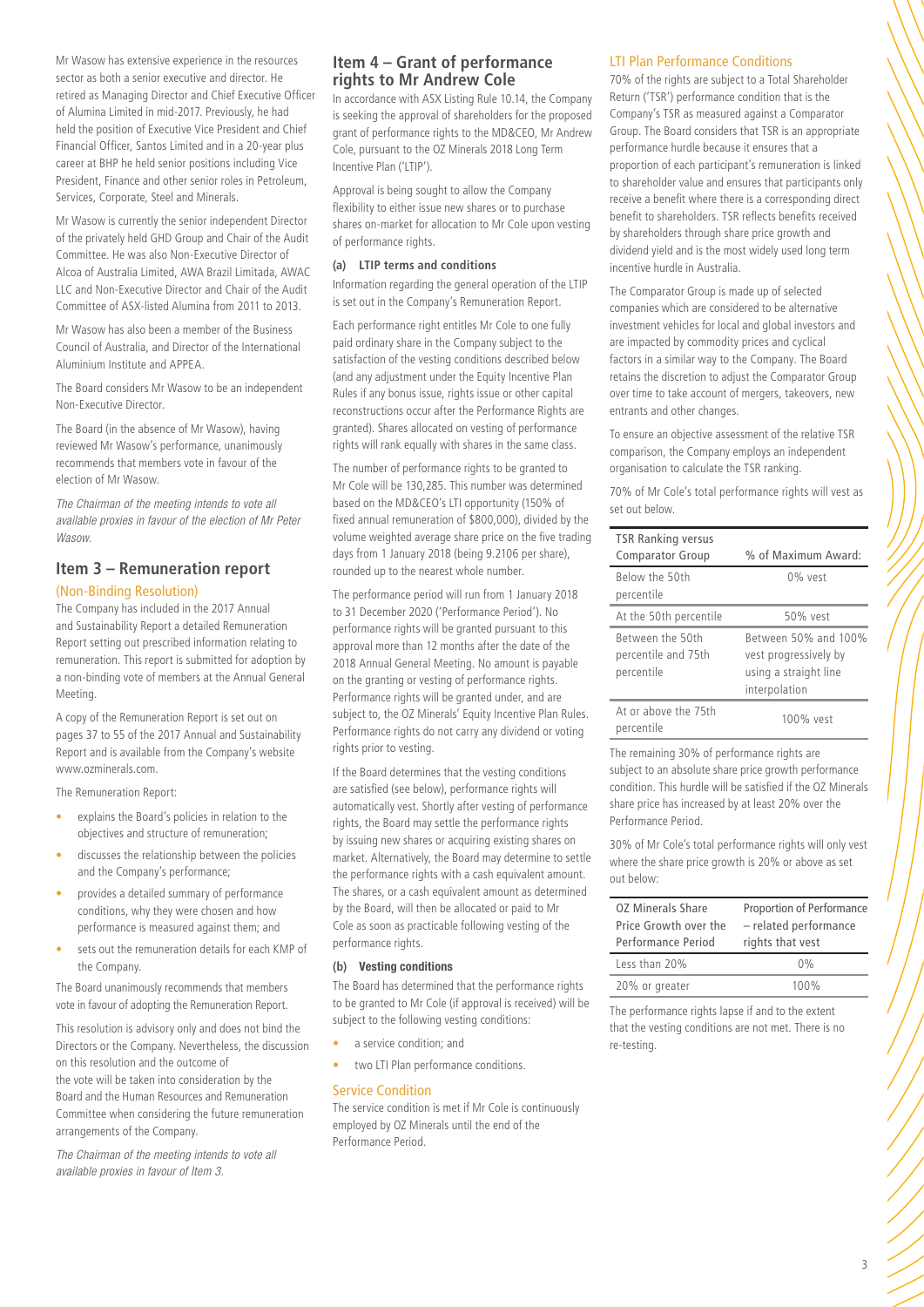Mr Wasow has extensive experience in the resources sector as both a senior executive and director. He retired as Managing Director and Chief Executive Officer of Alumina Limited in mid-2017. Previously, he had held the position of Executive Vice President and Chief Financial Officer, Santos Limited and in a 20-year plus career at BHP he held senior positions including Vice President, Finance and other senior roles in Petroleum, Services, Corporate, Steel and Minerals.

Mr Wasow is currently the senior independent Director of the privately held GHD Group and Chair of the Audit Committee. He was also Non-Executive Director of Alcoa of Australia Limited, AWA Brazil Limitada, AWAC LLC and Non-Executive Director and Chair of the Audit Committee of ASX-listed Alumina from 2011 to 2013.

Mr Wasow has also been a member of the Business Council of Australia, and Director of the International Aluminium Institute and APPEA.

The Board considers Mr Wasow to be an independent Non-Executive Director.

The Board (in the absence of Mr Wasow), having reviewed Mr Wasow's performance, unanimously recommends that members vote in favour of the election of Mr Wasow.

*The Chairman of the meeting intends to vote all available proxies in favour of the election of Mr Peter Wasow.*

## Item 3 – Remuneration report

### (Non-Binding Resolution)

The Company has included in the 2017 Annual and Sustainability Report a detailed Remuneration Report setting out prescribed information relating to remuneration. This report is submitted for adoption by a non-binding vote of members at the Annual General Meeting.

A copy of the Remuneration Report is set out on pages 37 to 55 of the 2017 Annual and Sustainability Report and is available from the Company's website www.ozminerals.com.

The Remuneration Report:

- explains the Board's policies in relation to the objectives and structure of remuneration;
- discusses the relationship between the policies and the Company's performance;
- provides a detailed summary of performance conditions, why they were chosen and how performance is measured against them; and
- sets out the remuneration details for each KMP of the Company.

The Board unanimously recommends that members vote in favour of adopting the Remuneration Report.

This resolution is advisory only and does not bind the Directors or the Company. Nevertheless, the discussion on this resolution and the outcome of the vote will be taken into consideration by the Board and the Human Resources and Remuneration Committee when considering the future remuneration arrangements of the Company.

*The Chairman of the meeting intends to vote all available proxies in favour of Item 3.*

## Item 4 – Grant of performance rights to Mr Andrew Cole

In accordance with ASX Listing Rule 10.14, the Company is seeking the approval of shareholders for the proposed grant of performance rights to the MD&CEO, Mr Andrew Cole, pursuant to the OZ Minerals 2018 Long Term Incentive Plan ('LTIP').

Approval is being sought to allow the Company flexibility to either issue new shares or to purchase shares on-market for allocation to Mr Cole upon vesting of performance rights.

#### (a) LTIP terms and conditions

Information regarding the general operation of the LTIP is set out in the Company's Remuneration Report.

Each performance right entitles Mr Cole to one fully paid ordinary share in the Company subject to the satisfaction of the vesting conditions described below (and any adjustment under the Equity Incentive Plan Rules if any bonus issue, rights issue or other capital reconstructions occur after the Performance Rights are granted). Shares allocated on vesting of performance rights will rank equally with shares in the same class.

The number of performance rights to be granted to Mr Cole will be 130,285. This number was determined based on the MD&CEO's LTI opportunity (150% of fixed annual remuneration of $800,000), divided by the volume weighted average share price on the five trading days from 1 January 2018 (being 9.2106 per share), rounded up to the nearest whole number.

The performance period will run from 1 January 2018 to 31 December 2020 ('Performance Period'). No performance rights will be granted pursuant to this approval more than 12 months after the date of the 2018 Annual General Meeting. No amount is payable on the granting or vesting of performance rights. Performance rights will be granted under, and are subject to, the OZ Minerals' Equity Incentive Plan Rules. Performance rights do not carry any dividend or voting rights prior to vesting.

If the Board determines that the vesting conditions are satisfied (see below), performance rights will automatically vest. Shortly after vesting of performance rights, the Board may settle the performance rights by issuing new shares or acquiring existing shares on market. Alternatively, the Board may determine to settle the performance rights with a cash equivalent amount. The shares, or a cash equivalent amount as determined by the Board, will then be allocated or paid to Mr Cole as soon as practicable following vesting of the performance rights.

#### (b) Vesting conditions

The Board has determined that the performance rights to be granted to Mr Cole (if approval is received) will be subject to the following vesting conditions:

- a service condition; and
- two LTI Plan performance conditions.

### Service Condition

The service condition is met if Mr Cole is continuously employed by OZ Minerals until the end of the Performance Period.

### LTI Plan Performance Conditions

70% of the rights are subject to a Total Shareholder Return ('TSR') performance condition that is the Company's TSR as measured against a Comparator Group. The Board considers that TSR is an appropriate performance hurdle because it ensures that a proportion of each participant's remuneration is linked to shareholder value and ensures that participants only receive a benefit where there is a corresponding direct benefit to shareholders. TSR reflects benefits received by shareholders through share price growth and dividend yield and is the most widely used long term incentive hurdle in Australia.

The Comparator Group is made up of selected companies which are considered to be alternative investment vehicles for local and global investors and are impacted by commodity prices and cyclical factors in a similar way to the Company. The Board retains the discretion to adjust the Comparator Group over time to take account of mergers, takeovers, new entrants and other changes.

To ensure an objective assessment of the relative TSR comparison, the Company employs an independent organisation to calculate the TSR ranking.

70% of Mr Cole's total performance rights will vest as set out below.

| TSR Ranking versus Comparator Group | % of Maximum Award: |
| --- | --- |
| Below the 50th percentile | 0% vest |
| At the 50th percentile | 50% vest |
| Between the 50th percentile and 75th percentile | Between 50% and 100% vest progressively by using a straight line interpolation |
| At or above the 75th percentile | 100% vest |

The remaining 30% of performance rights are subject to an absolute share price growth performance condition. This hurdle will be satisfied if the OZ Minerals share price has increased by at least 20% over the Performance Period.

30% of Mr Cole's total performance rights will only vest where the share price growth is 20% or above as set out below:

| OZ Minerals Share Price Growth over the Performance Period | Proportion of Performance – related performance rights that vest |
| --- | --- |
| Less than 20% | 0% |
| 20% or greater | 100% |

The performance rights lapse if and to the extent that the vesting conditions are not met. There is no re-testing.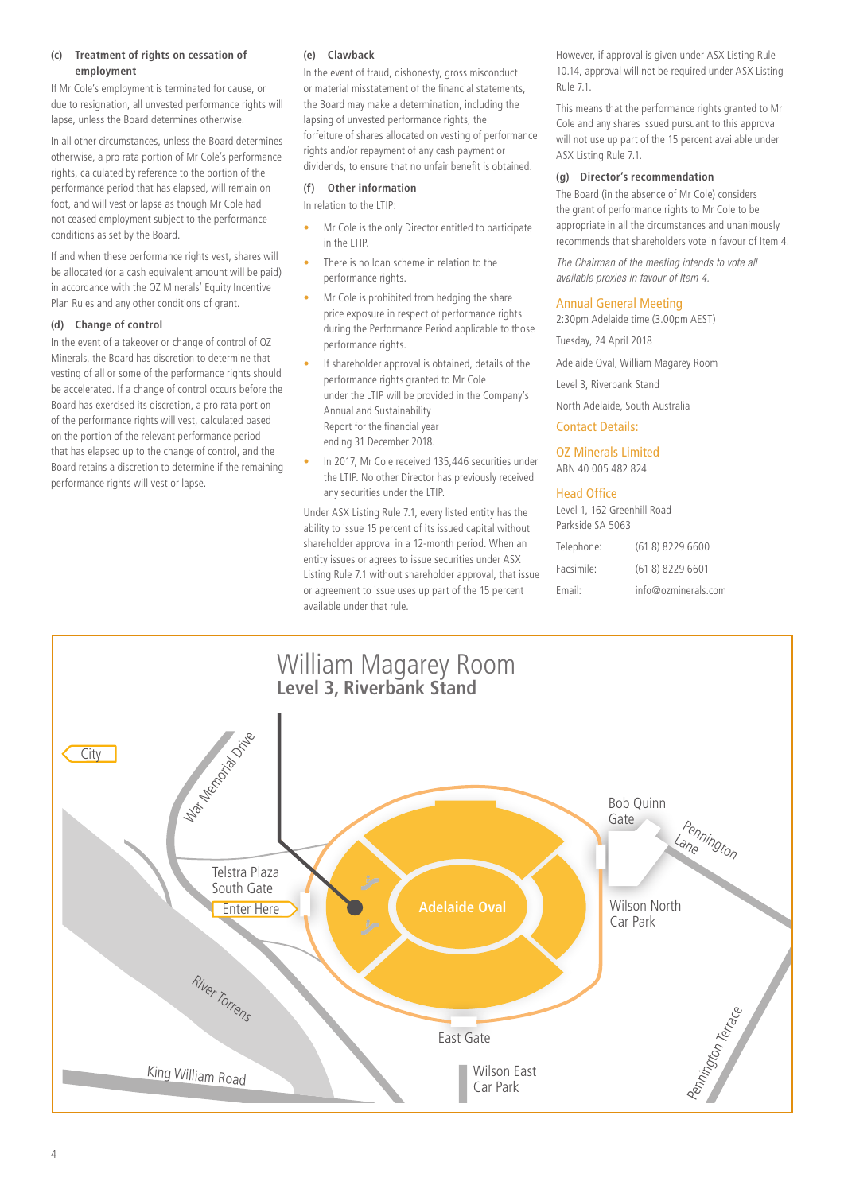#### (c) Treatment of rights on cessation of employment

If Mr Cole's employment is terminated for cause, or due to resignation, all unvested performance rights will lapse, unless the Board determines otherwise.

In all other circumstances, unless the Board determines otherwise, a pro rata portion of Mr Cole's performance rights, calculated by reference to the portion of the performance period that has elapsed, will remain on foot, and will vest or lapse as though Mr Cole had not ceased employment subject to the performance conditions as set by the Board.

If and when these performance rights vest, shares will be allocated (or a cash equivalent amount will be paid) in accordance with the OZ Minerals' Equity Incentive Plan Rules and any other conditions of grant.

#### (d) Change of control

In the event of a takeover or change of control of OZ Minerals, the Board has discretion to determine that vesting of all or some of the performance rights should be accelerated. If a change of control occurs before the Board has exercised its discretion, a pro rata portion of the performance rights will vest, calculated based on the portion of the relevant performance period that has elapsed up to the change of control, and the Board retains a discretion to determine if the remaining performance rights will vest or lapse.

#### (e) Clawback

In the event of fraud, dishonesty, gross misconduct or material misstatement of the financial statements, the Board may make a determination, including the lapsing of unvested performance rights, the forfeiture of shares allocated on vesting of performance rights and/or repayment of any cash payment or dividends, to ensure that no unfair benefit is obtained.

#### (f) Other information

In relation to the LTIP:

- Mr Cole is the only Director entitled to participate in the LTIP.
- There is no loan scheme in relation to the performance rights.
- Mr Cole is prohibited from hedging the share price exposure in respect of performance rights during the Performance Period applicable to those performance rights.
- If shareholder approval is obtained, details of the performance rights granted to Mr Cole under the LTIP will be provided in the Company's Annual and Sustainability Report for the financial year ending 31 December 2018.
- In 2017, Mr Cole received 135,446 securities under the LTIP. No other Director has previously received any securities under the LTIP.

Under ASX Listing Rule 7.1, every listed entity has the ability to issue 15 percent of its issued capital without shareholder approval in a 12-month period. When an entity issues or agrees to issue securities under ASX Listing Rule 7.1 without shareholder approval, that issue or agreement to issue uses up part of the 15 percent available under that rule.

However, if approval is given under ASX Listing Rule 10.14, approval will not be required under ASX Listing Rule 7.1.

This means that the performance rights granted to Mr Cole and any shares issued pursuant to this approval will not use up part of the 15 percent available under ASX Listing Rule 7.1.

#### (g) Director's recommendation

The Board (in the absence of Mr Cole) considers the grant of performance rights to Mr Cole to be appropriate in all the circumstances and unanimously recommends that shareholders vote in favour of Item 4.

*The Chairman of the meeting intends to vote all available proxies in favour of Item 4.*

## Annual General Meeting

2:30pm Adelaide time (3.00pm AEST)

Tuesday, 24 April 2018

Adelaide Oval, William Magarey Room

Level 3, Riverbank Stand

North Adelaide, South Australia

## Contact Details:

## OZ Minerals Limited

ABN 40 005 482 824

## Head Office

Level 1, 162 Greenhill Road
Parkside SA 5063

| | |
|---|---|
| Telephone: | (61 8) 8229 6600 |
| Facsimile: | (61 8) 8229 6601 |
| Email: | info@ozminerals.com |

William Magarey Room
Level 3, Riverbank Stand

City
War Memorial Drive
Telstra Plaza South Gate
Enter Here
Adelaide Oval
Bob Quinn Gate
Pennington Lane
Wilson North Car Park
River Torrens
East Gate
King William Road
Wilson East Car Park
Pennington Terrace